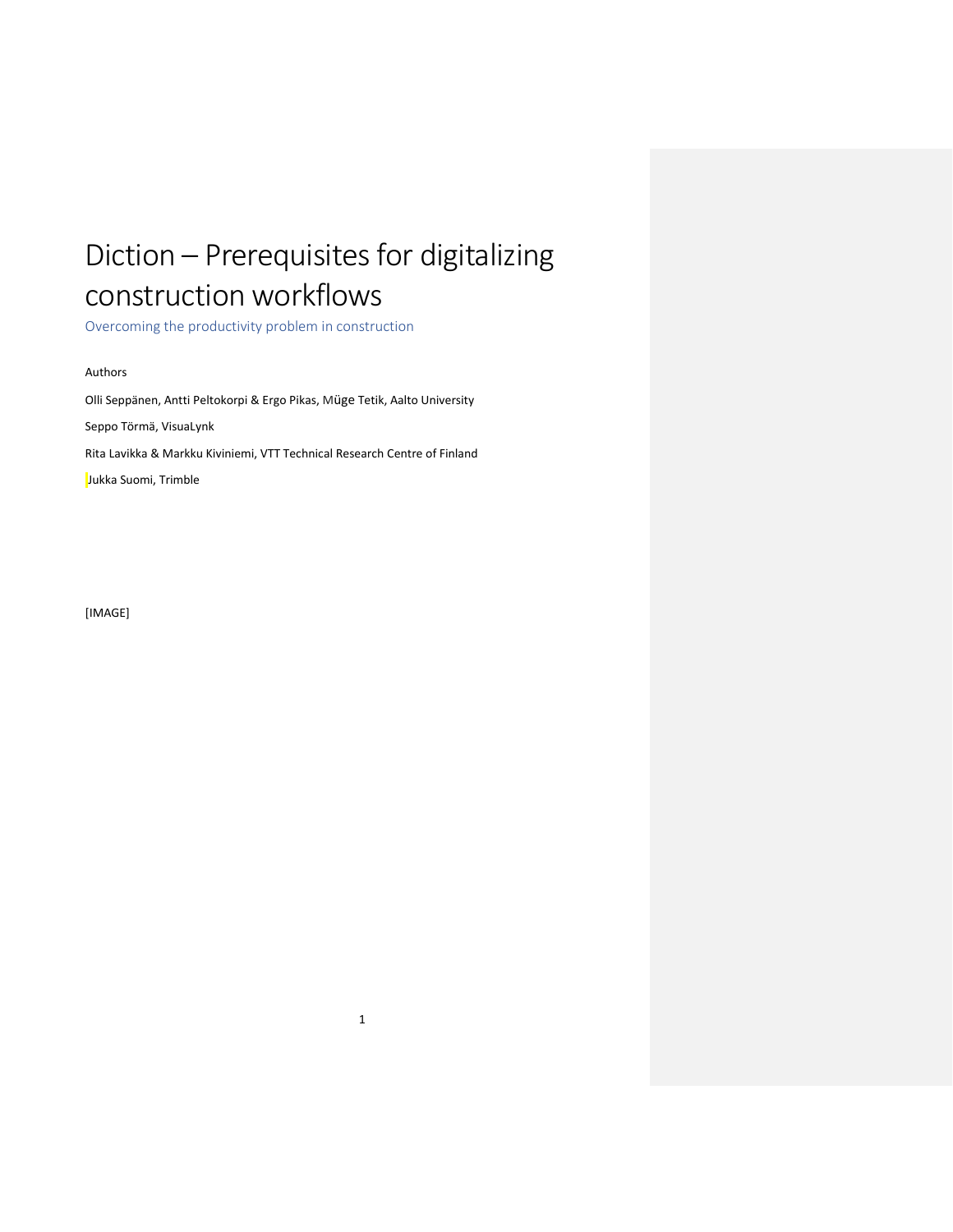# Diction – Prerequisites for digitalizing construction workflows

## Overcoming the productivity problem in construction

Authors

Olli Seppänen, Antti Peltokorpi & Ergo Pikas, Müge Tetik, Aalto University

Seppo Törmä, VisuaLynk

Rita Lavikka & Markku Kiviniemi, VTT Technical Research Centre of Finland

Jukka Suomi, Trimble

[IMAGE]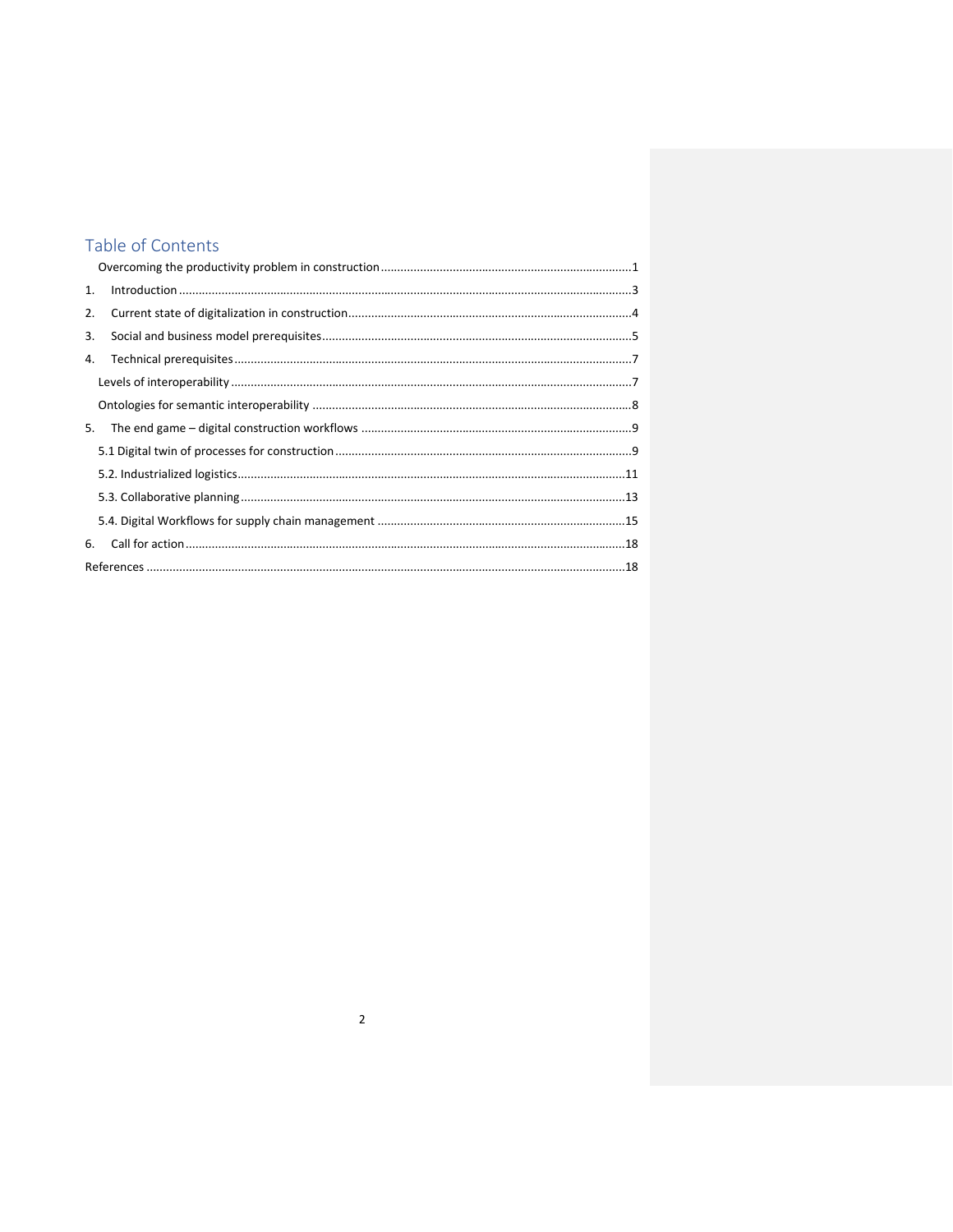# Table of Contents

Overcoming the productivity problem in construction ....................1

1. Introduction ....................3
2. Current state of digitalization in construction ....................4
3. Social and business model prerequisites ....................5
4. Technical prerequisites ....................7

Levels of interoperability ....................7

Ontologies for semantic interoperability ....................8

5. The end game – digital construction workflows ....................9

5.1 Digital twin of processes for construction ....................9

5.2. Industrialized logistics ....................11

5.3. Collaborative planning ....................13

5.4. Digital Workflows for supply chain management ....................15

6. Call for action ....................18

References ....................18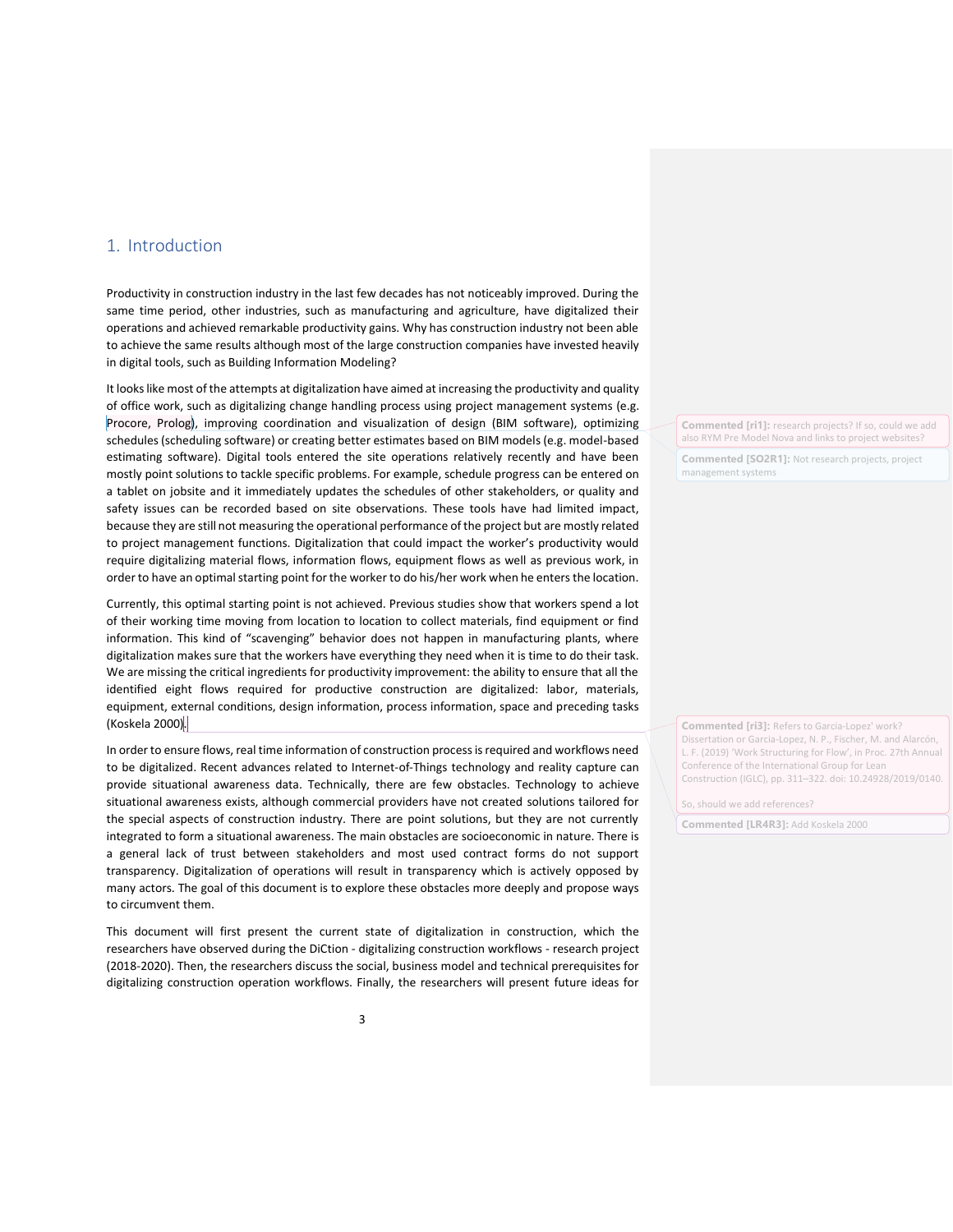# 1. Introduction

Productivity in construction industry in the last few decades has not noticeably improved. During the same time period, other industries, such as manufacturing and agriculture, have digitalized their operations and achieved remarkable productivity gains. Why has construction industry not been able to achieve the same results although most of the large construction companies have invested heavily in digital tools, such as Building Information Modeling?

It looks like most of the attempts at digitalization have aimed at increasing the productivity and quality of office work, such as digitalizing change handling process using project management systems (e.g. Procore, Prolog), improving coordination and visualization of design (BIM software), optimizing schedules (scheduling software) or creating better estimates based on BIM models (e.g. model-based estimating software). Digital tools entered the site operations relatively recently and have been mostly point solutions to tackle specific problems. For example, schedule progress can be entered on a tablet on jobsite and it immediately updates the schedules of other stakeholders, or quality and safety issues can be recorded based on site observations. These tools have had limited impact, because they are still not measuring the operational performance of the project but are mostly related to project management functions. Digitalization that could impact the worker's productivity would require digitalizing material flows, information flows, equipment flows as well as previous work, in order to have an optimal starting point for the worker to do his/her work when he enters the location.

Currently, this optimal starting point is not achieved. Previous studies show that workers spend a lot of their working time moving from location to location to collect materials, find equipment or find information. This kind of "scavenging" behavior does not happen in manufacturing plants, where digitalization makes sure that the workers have everything they need when it is time to do their task. We are missing the critical ingredients for productivity improvement: the ability to ensure that all the identified eight flows required for productive construction are digitalized: labor, materials, equipment, external conditions, design information, process information, space and preceding tasks (Koskela 2000).

In order to ensure flows, real time information of construction process is required and workflows need to be digitalized. Recent advances related to Internet-of-Things technology and reality capture can provide situational awareness data. Technically, there are few obstacles. Technology to achieve situational awareness exists, although commercial providers have not created solutions tailored for the special aspects of construction industry. There are point solutions, but they are not currently integrated to form a situational awareness. The main obstacles are socioeconomic in nature. There is a general lack of trust between stakeholders and most used contract forms do not support transparency. Digitalization of operations will result in transparency which is actively opposed by many actors. The goal of this document is to explore these obstacles more deeply and propose ways to circumvent them.

This document will first present the current state of digitalization in construction, which the researchers have observed during the DiCtion - digitalizing construction workflows - research project (2018-2020). Then, the researchers discuss the social, business model and technical prerequisites for digitalizing construction operation workflows. Finally, the researchers will present future ideas for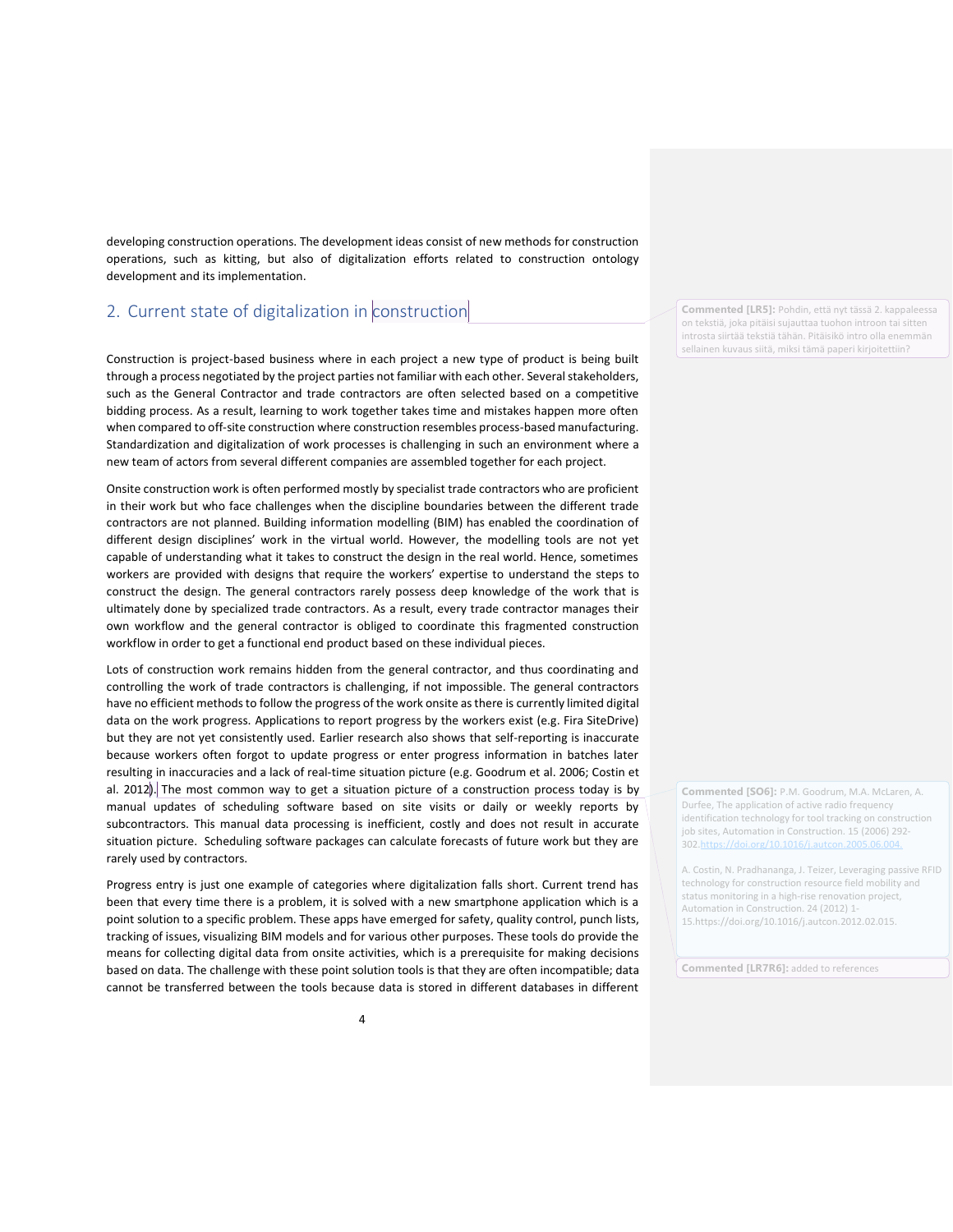developing construction operations. The development ideas consist of new methods for construction operations, such as kitting, but also of digitalization efforts related to construction ontology development and its implementation.

## 2. Current state of digitalization in construction

Construction is project-based business where in each project a new type of product is being built through a process negotiated by the project parties not familiar with each other. Several stakeholders, such as the General Contractor and trade contractors are often selected based on a competitive bidding process. As a result, learning to work together takes time and mistakes happen more often when compared to off-site construction where construction resembles process-based manufacturing. Standardization and digitalization of work processes is challenging in such an environment where a new team of actors from several different companies are assembled together for each project.

Onsite construction work is often performed mostly by specialist trade contractors who are proficient in their work but who face challenges when the discipline boundaries between the different trade contractors are not planned. Building information modelling (BIM) has enabled the coordination of different design disciplines' work in the virtual world. However, the modelling tools are not yet capable of understanding what it takes to construct the design in the real world. Hence, sometimes workers are provided with designs that require the workers' expertise to understand the steps to construct the design. The general contractors rarely possess deep knowledge of the work that is ultimately done by specialized trade contractors. As a result, every trade contractor manages their own workflow and the general contractor is obliged to coordinate this fragmented construction workflow in order to get a functional end product based on these individual pieces.

Lots of construction work remains hidden from the general contractor, and thus coordinating and controlling the work of trade contractors is challenging, if not impossible. The general contractors have no efficient methods to follow the progress of the work onsite as there is currently limited digital data on the work progress. Applications to report progress by the workers exist (e.g. Fira SiteDrive) but they are not yet consistently used. Earlier research also shows that self-reporting is inaccurate because workers often forgot to update progress or enter progress information in batches later resulting in inaccuracies and a lack of real-time situation picture (e.g. Goodrum et al. 2006; Costin et al. 2012). The most common way to get a situation picture of a construction process today is by manual updates of scheduling software based on site visits or daily or weekly reports by subcontractors. This manual data processing is inefficient, costly and does not result in accurate situation picture. Scheduling software packages can calculate forecasts of future work but they are rarely used by contractors.

Progress entry is just one example of categories where digitalization falls short. Current trend has been that every time there is a problem, it is solved with a new smartphone application which is a point solution to a specific problem. These apps have emerged for safety, quality control, punch lists, tracking of issues, visualizing BIM models and for various other purposes. These tools do provide the means for collecting digital data from onsite activities, which is a prerequisite for making decisions based on data. The challenge with these point solution tools is that they are often incompatible; data cannot be transferred between the tools because data is stored in different databases in different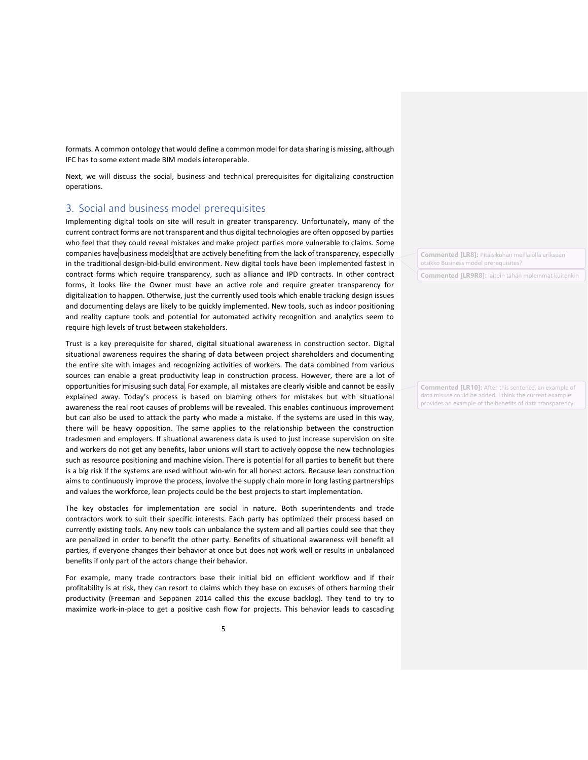formats. A common ontology that would define a common model for data sharing is missing, although IFC has to some extent made BIM models interoperable.

Next, we will discuss the social, business and technical prerequisites for digitalizing construction operations.

## 3. Social and business model prerequisites

Implementing digital tools on site will result in greater transparency. Unfortunately, many of the current contract forms are not transparent and thus digital technologies are often opposed by parties who feel that they could reveal mistakes and make project parties more vulnerable to claims. Some companies have business models that are actively benefiting from the lack of transparency, especially in the traditional design-bid-build environment. New digital tools have been implemented fastest in contract forms which require transparency, such as alliance and IPD contracts. In other contract forms, it looks like the Owner must have an active role and require greater transparency for digitalization to happen. Otherwise, just the currently used tools which enable tracking design issues and documenting delays are likely to be quickly implemented. New tools, such as indoor positioning and reality capture tools and potential for automated activity recognition and analytics seem to require high levels of trust between stakeholders.

Trust is a key prerequisite for shared, digital situational awareness in construction sector. Digital situational awareness requires the sharing of data between project shareholders and documenting the entire site with images and recognizing activities of workers. The data combined from various sources can enable a great productivity leap in construction process. However, there are a lot of opportunities for misusing such data. For example, all mistakes are clearly visible and cannot be easily explained away. Today's process is based on blaming others for mistakes but with situational awareness the real root causes of problems will be revealed. This enables continuous improvement but can also be used to attack the party who made a mistake. If the systems are used in this way, there will be heavy opposition. The same applies to the relationship between the construction tradesmen and employers. If situational awareness data is used to just increase supervision on site and workers do not get any benefits, labor unions will start to actively oppose the new technologies such as resource positioning and machine vision. There is potential for all parties to benefit but there is a big risk if the systems are used without win-win for all honest actors. Because lean construction aims to continuously improve the process, involve the supply chain more in long lasting partnerships and values the workforce, lean projects could be the best projects to start implementation.

The key obstacles for implementation are social in nature. Both superintendents and trade contractors work to suit their specific interests. Each party has optimized their process based on currently existing tools. Any new tools can unbalance the system and all parties could see that they are penalized in order to benefit the other party. Benefits of situational awareness will benefit all parties, if everyone changes their behavior at once but does not work well or results in unbalanced benefits if only part of the actors change their behavior.

For example, many trade contractors base their initial bid on efficient workflow and if their profitability is at risk, they can resort to claims which they base on excuses of others harming their productivity (Freeman and Seppänen 2014 called this the excuse backlog). They tend to try to maximize work-in-place to get a positive cash flow for projects. This behavior leads to cascading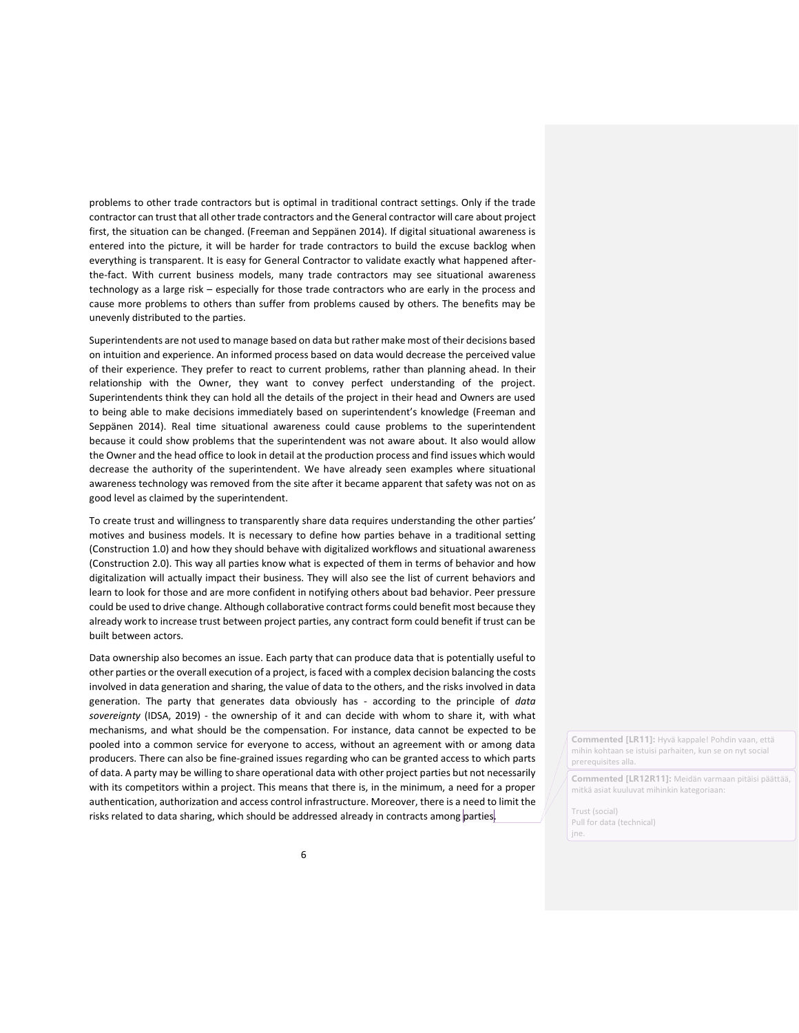problems to other trade contractors but is optimal in traditional contract settings. Only if the trade contractor can trust that all other trade contractors and the General contractor will care about project first, the situation can be changed. (Freeman and Seppänen 2014). If digital situational awareness is entered into the picture, it will be harder for trade contractors to build the excuse backlog when everything is transparent. It is easy for General Contractor to validate exactly what happened after-the-fact. With current business models, many trade contractors may see situational awareness technology as a large risk – especially for those trade contractors who are early in the process and cause more problems to others than suffer from problems caused by others. The benefits may be unevenly distributed to the parties.

Superintendents are not used to manage based on data but rather make most of their decisions based on intuition and experience. An informed process based on data would decrease the perceived value of their experience. They prefer to react to current problems, rather than planning ahead. In their relationship with the Owner, they want to convey perfect understanding of the project. Superintendents think they can hold all the details of the project in their head and Owners are used to being able to make decisions immediately based on superintendent's knowledge (Freeman and Seppänen 2014). Real time situational awareness could cause problems to the superintendent because it could show problems that the superintendent was not aware about. It also would allow the Owner and the head office to look in detail at the production process and find issues which would decrease the authority of the superintendent. We have already seen examples where situational awareness technology was removed from the site after it became apparent that safety was not on as good level as claimed by the superintendent.

To create trust and willingness to transparently share data requires understanding the other parties' motives and business models. It is necessary to define how parties behave in a traditional setting (Construction 1.0) and how they should behave with digitalized workflows and situational awareness (Construction 2.0). This way all parties know what is expected of them in terms of behavior and how digitalization will actually impact their business. They will also see the list of current behaviors and learn to look for those and are more confident in notifying others about bad behavior. Peer pressure could be used to drive change. Although collaborative contract forms could benefit most because they already work to increase trust between project parties, any contract form could benefit if trust can be built between actors.

Data ownership also becomes an issue. Each party that can produce data that is potentially useful to other parties or the overall execution of a project, is faced with a complex decision balancing the costs involved in data generation and sharing, the value of data to the others, and the risks involved in data generation. The party that generates data obviously has - according to the principle of *data sovereignty* (IDSA, 2019) - the ownership of it and can decide with whom to share it, with what mechanisms, and what should be the compensation. For instance, data cannot be expected to be pooled into a common service for everyone to access, without an agreement with or among data producers. There can also be fine-grained issues regarding who can be granted access to which parts of data. A party may be willing to share operational data with other project parties but not necessarily with its competitors within a project. This means that there is, in the minimum, a need for a proper authentication, authorization and access control infrastructure. Moreover, there is a need to limit the risks related to data sharing, which should be addressed already in contracts among parties.

**Commented [LR11]:** Hyvä kappale! Pohdin vaan, että mihin kohtaan se istuisi parhaiten, kun se on nyt social prerequisites alla.

**Commented [LR12R11]:** Meidän varmaan pitäisi päättää, mitkä asiat kuuluvat mihinkin kategoriaan:

Trust (social)
Pull for data (technical)
jne.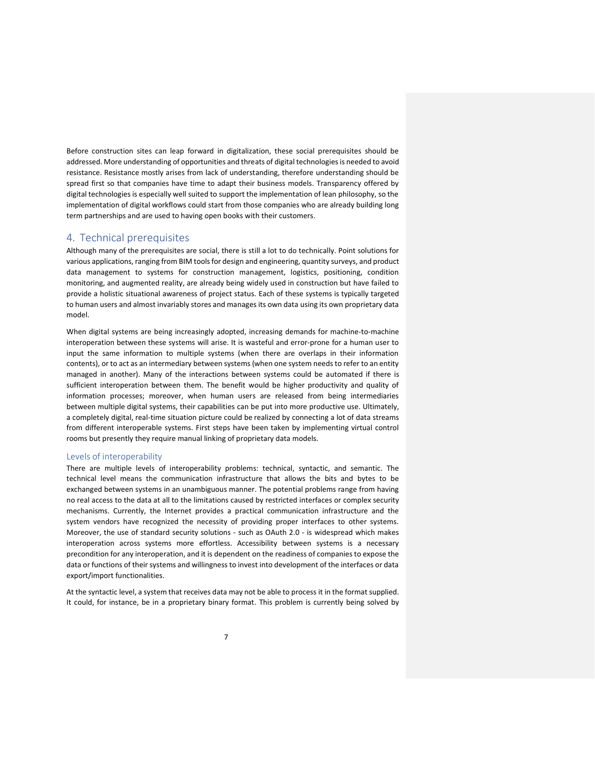Before construction sites can leap forward in digitalization, these social prerequisites should be addressed. More understanding of opportunities and threats of digital technologies is needed to avoid resistance. Resistance mostly arises from lack of understanding, therefore understanding should be spread first so that companies have time to adapt their business models. Transparency offered by digital technologies is especially well suited to support the implementation of lean philosophy, so the implementation of digital workflows could start from those companies who are already building long term partnerships and are used to having open books with their customers.

## 4. Technical prerequisites

Although many of the prerequisites are social, there is still a lot to do technically. Point solutions for various applications, ranging from BIM tools for design and engineering, quantity surveys, and product data management to systems for construction management, logistics, positioning, condition monitoring, and augmented reality, are already being widely used in construction but have failed to provide a holistic situational awareness of project status. Each of these systems is typically targeted to human users and almost invariably stores and manages its own data using its own proprietary data model.

When digital systems are being increasingly adopted, increasing demands for machine-to-machine interoperation between these systems will arise. It is wasteful and error-prone for a human user to input the same information to multiple systems (when there are overlaps in their information contents), or to act as an intermediary between systems (when one system needs to refer to an entity managed in another). Many of the interactions between systems could be automated if there is sufficient interoperation between them. The benefit would be higher productivity and quality of information processes; moreover, when human users are released from being intermediaries between multiple digital systems, their capabilities can be put into more productive use. Ultimately, a completely digital, real-time situation picture could be realized by connecting a lot of data streams from different interoperable systems. First steps have been taken by implementing virtual control rooms but presently they require manual linking of proprietary data models.

### Levels of interoperability

There are multiple levels of interoperability problems: technical, syntactic, and semantic. The technical level means the communication infrastructure that allows the bits and bytes to be exchanged between systems in an unambiguous manner. The potential problems range from having no real access to the data at all to the limitations caused by restricted interfaces or complex security mechanisms. Currently, the Internet provides a practical communication infrastructure and the system vendors have recognized the necessity of providing proper interfaces to other systems. Moreover, the use of standard security solutions - such as OAuth 2.0 - is widespread which makes interoperation across systems more effortless. Accessibility between systems is a necessary precondition for any interoperation, and it is dependent on the readiness of companies to expose the data or functions of their systems and willingness to invest into development of the interfaces or data export/import functionalities.

At the syntactic level, a system that receives data may not be able to process it in the format supplied. It could, for instance, be in a proprietary binary format. This problem is currently being solved by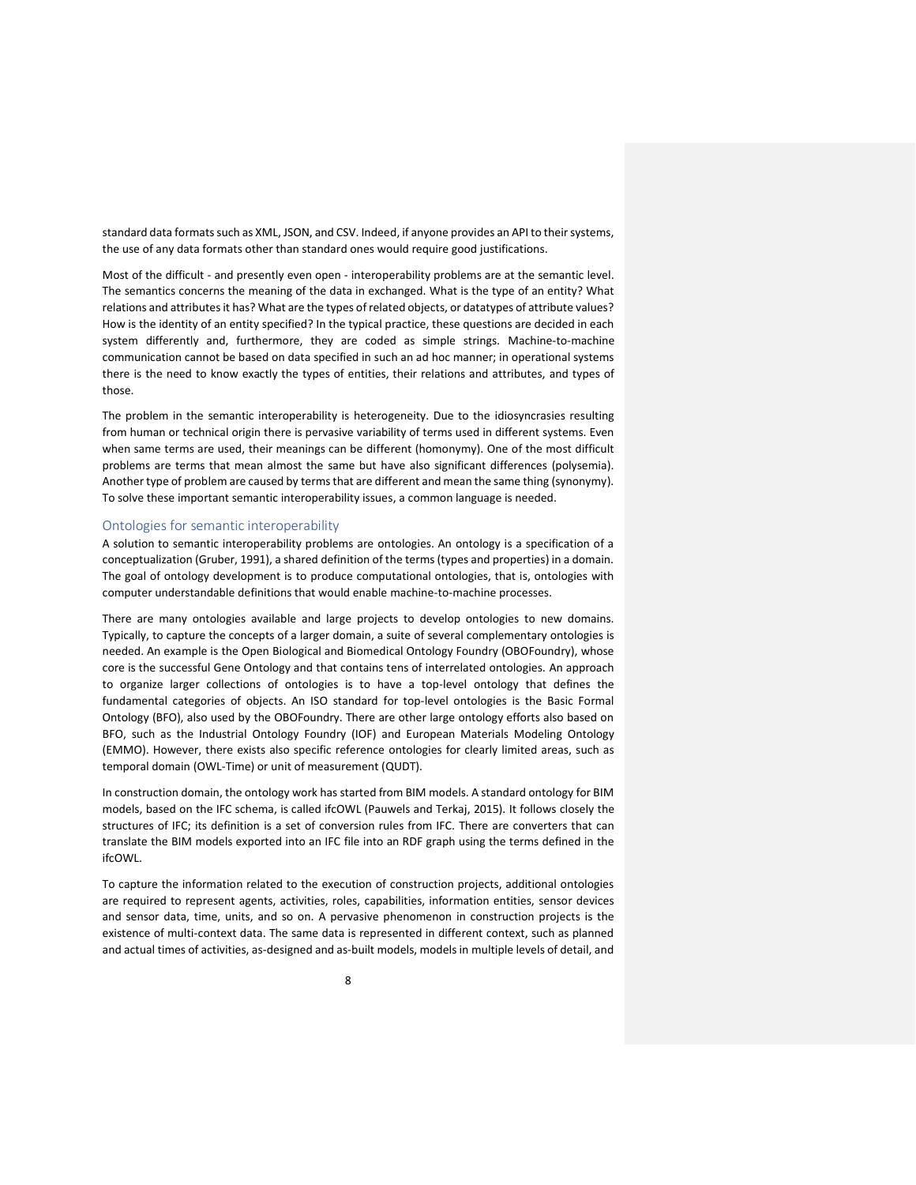standard data formats such as XML, JSON, and CSV. Indeed, if anyone provides an API to their systems, the use of any data formats other than standard ones would require good justifications.

Most of the difficult - and presently even open - interoperability problems are at the semantic level. The semantics concerns the meaning of the data in exchanged. What is the type of an entity? What relations and attributes it has? What are the types of related objects, or datatypes of attribute values? How is the identity of an entity specified? In the typical practice, these questions are decided in each system differently and, furthermore, they are coded as simple strings. Machine-to-machine communication cannot be based on data specified in such an ad hoc manner; in operational systems there is the need to know exactly the types of entities, their relations and attributes, and types of those.

The problem in the semantic interoperability is heterogeneity. Due to the idiosyncrasies resulting from human or technical origin there is pervasive variability of terms used in different systems. Even when same terms are used, their meanings can be different (homonymy). One of the most difficult problems are terms that mean almost the same but have also significant differences (polysemia). Another type of problem are caused by terms that are different and mean the same thing (synonymy). To solve these important semantic interoperability issues, a common language is needed.

## Ontologies for semantic interoperability

A solution to semantic interoperability problems are ontologies. An ontology is a specification of a conceptualization (Gruber, 1991), a shared definition of the terms (types and properties) in a domain. The goal of ontology development is to produce computational ontologies, that is, ontologies with computer understandable definitions that would enable machine-to-machine processes.

There are many ontologies available and large projects to develop ontologies to new domains. Typically, to capture the concepts of a larger domain, a suite of several complementary ontologies is needed. An example is the Open Biological and Biomedical Ontology Foundry (OBOFoundry), whose core is the successful Gene Ontology and that contains tens of interrelated ontologies. An approach to organize larger collections of ontologies is to have a top-level ontology that defines the fundamental categories of objects. An ISO standard for top-level ontologies is the Basic Formal Ontology (BFO), also used by the OBOFoundry. There are other large ontology efforts also based on BFO, such as the Industrial Ontology Foundry (IOF) and European Materials Modeling Ontology (EMMO). However, there exists also specific reference ontologies for clearly limited areas, such as temporal domain (OWL-Time) or unit of measurement (QUDT).

In construction domain, the ontology work has started from BIM models. A standard ontology for BIM models, based on the IFC schema, is called ifcOWL (Pauwels and Terkaj, 2015). It follows closely the structures of IFC; its definition is a set of conversion rules from IFC. There are converters that can translate the BIM models exported into an IFC file into an RDF graph using the terms defined in the ifcOWL.

To capture the information related to the execution of construction projects, additional ontologies are required to represent agents, activities, roles, capabilities, information entities, sensor devices and sensor data, time, units, and so on. A pervasive phenomenon in construction projects is the existence of multi-context data. The same data is represented in different context, such as planned and actual times of activities, as-designed and as-built models, models in multiple levels of detail, and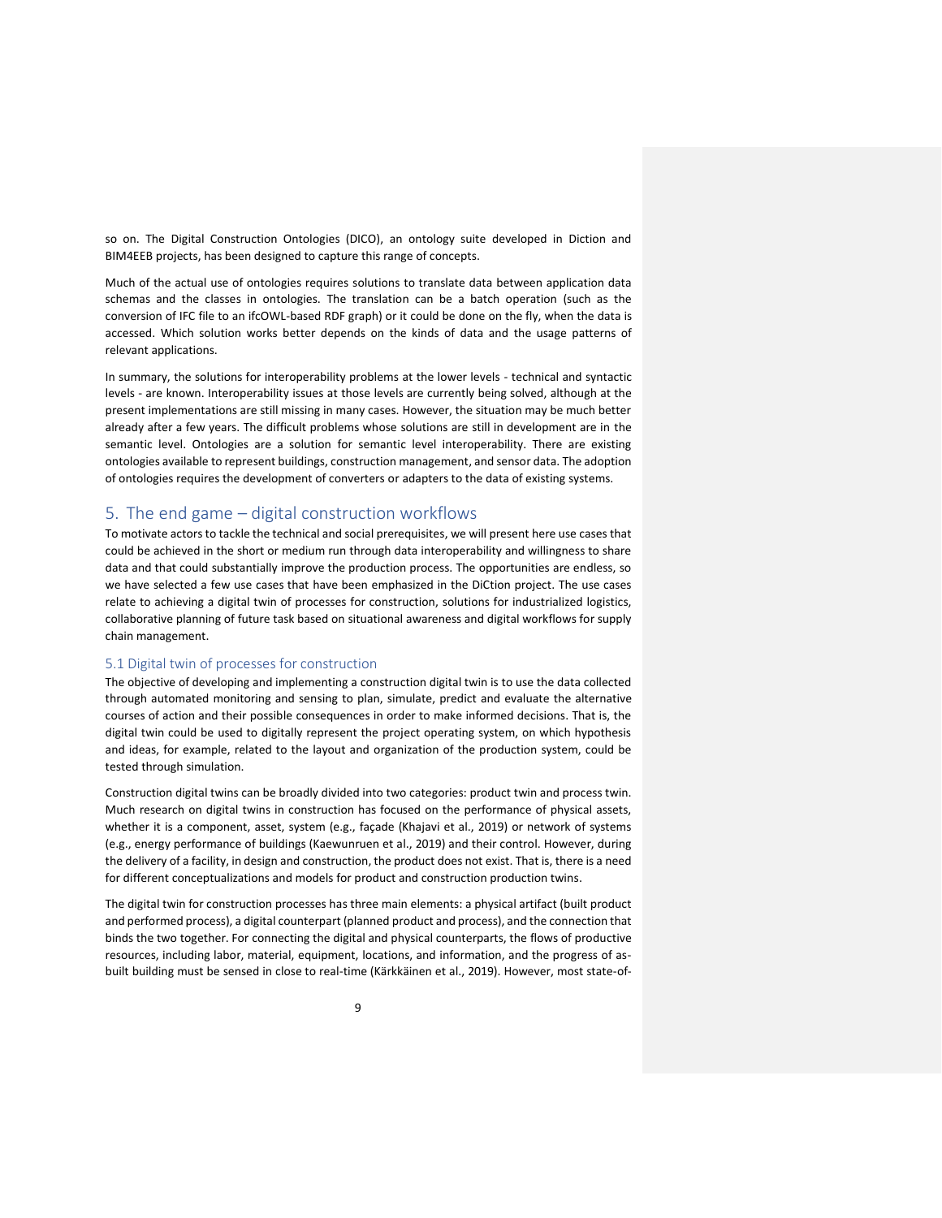so on. The Digital Construction Ontologies (DICO), an ontology suite developed in Diction and BIM4EEB projects, has been designed to capture this range of concepts.

Much of the actual use of ontologies requires solutions to translate data between application data schemas and the classes in ontologies. The translation can be a batch operation (such as the conversion of IFC file to an ifcOWL-based RDF graph) or it could be done on the fly, when the data is accessed. Which solution works better depends on the kinds of data and the usage patterns of relevant applications.

In summary, the solutions for interoperability problems at the lower levels - technical and syntactic levels - are known. Interoperability issues at those levels are currently being solved, although at the present implementations are still missing in many cases. However, the situation may be much better already after a few years. The difficult problems whose solutions are still in development are in the semantic level. Ontologies are a solution for semantic level interoperability. There are existing ontologies available to represent buildings, construction management, and sensor data. The adoption of ontologies requires the development of converters or adapters to the data of existing systems.

# 5. The end game – digital construction workflows

To motivate actors to tackle the technical and social prerequisites, we will present here use cases that could be achieved in the short or medium run through data interoperability and willingness to share data and that could substantially improve the production process. The opportunities are endless, so we have selected a few use cases that have been emphasized in the DiCtion project. The use cases relate to achieving a digital twin of processes for construction, solutions for industrialized logistics, collaborative planning of future task based on situational awareness and digital workflows for supply chain management.

## 5.1 Digital twin of processes for construction

The objective of developing and implementing a construction digital twin is to use the data collected through automated monitoring and sensing to plan, simulate, predict and evaluate the alternative courses of action and their possible consequences in order to make informed decisions. That is, the digital twin could be used to digitally represent the project operating system, on which hypothesis and ideas, for example, related to the layout and organization of the production system, could be tested through simulation.

Construction digital twins can be broadly divided into two categories: product twin and process twin. Much research on digital twins in construction has focused on the performance of physical assets, whether it is a component, asset, system (e.g., façade (Khajavi et al., 2019) or network of systems (e.g., energy performance of buildings (Kaewunruen et al., 2019) and their control. However, during the delivery of a facility, in design and construction, the product does not exist. That is, there is a need for different conceptualizations and models for product and construction production twins.

The digital twin for construction processes has three main elements: a physical artifact (built product and performed process), a digital counterpart (planned product and process), and the connection that binds the two together. For connecting the digital and physical counterparts, the flows of productive resources, including labor, material, equipment, locations, and information, and the progress of as-built building must be sensed in close to real-time (Kärkkäinen et al., 2019). However, most state-of-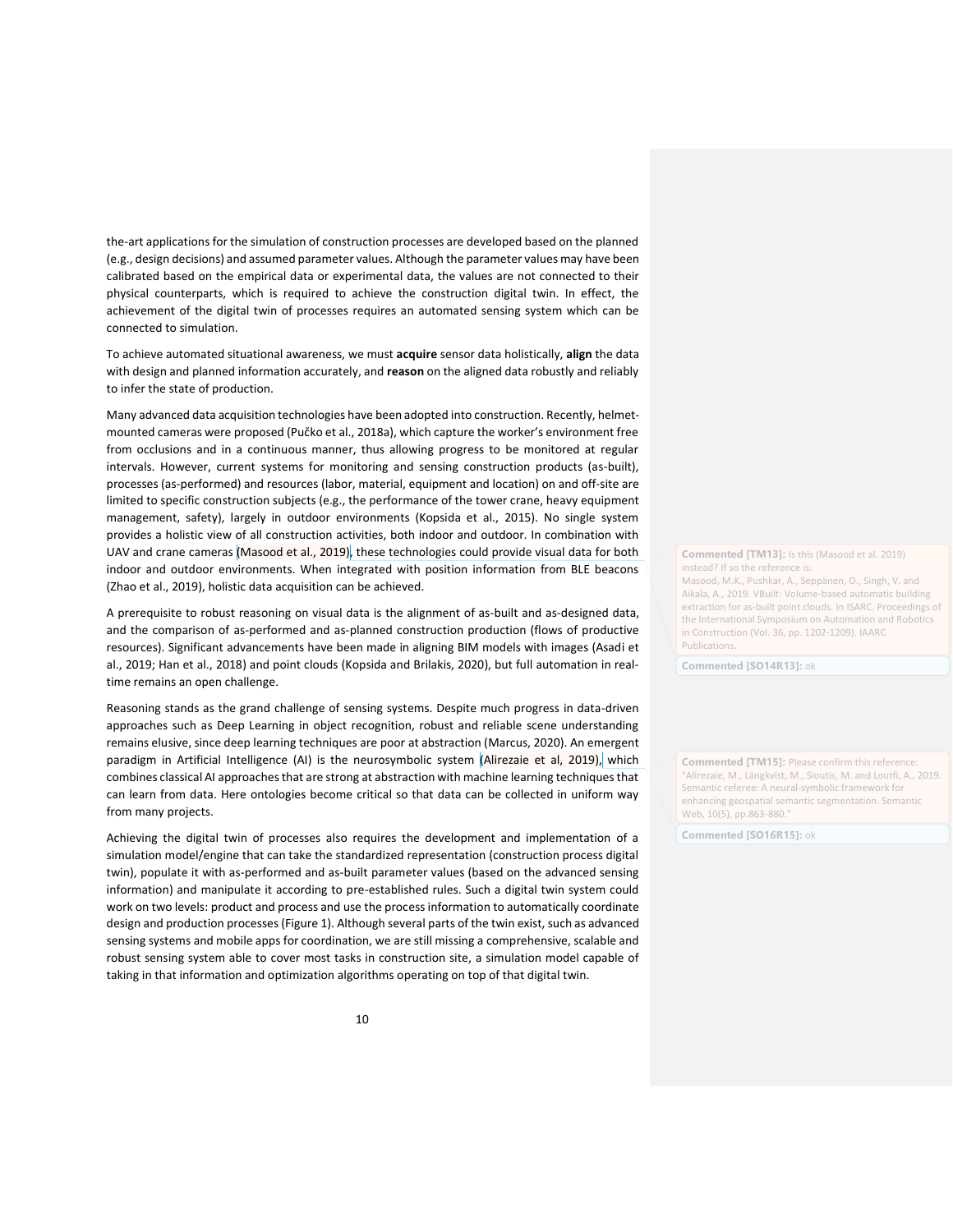the-art applications for the simulation of construction processes are developed based on the planned (e.g., design decisions) and assumed parameter values. Although the parameter values may have been calibrated based on the empirical data or experimental data, the values are not connected to their physical counterparts, which is required to achieve the construction digital twin. In effect, the achievement of the digital twin of processes requires an automated sensing system which can be connected to simulation.

To achieve automated situational awareness, we must **acquire** sensor data holistically, **align** the data with design and planned information accurately, and **reason** on the aligned data robustly and reliably to infer the state of production.

Many advanced data acquisition technologies have been adopted into construction. Recently, helmet-mounted cameras were proposed (Pučko et al., 2018a), which capture the worker's environment free from occlusions and in a continuous manner, thus allowing progress to be monitored at regular intervals. However, current systems for monitoring and sensing construction products (as-built), processes (as-performed) and resources (labor, material, equipment and location) on and off-site are limited to specific construction subjects (e.g., the performance of the tower crane, heavy equipment management, safety), largely in outdoor environments (Kopsida et al., 2015). No single system provides a holistic view of all construction activities, both indoor and outdoor. In combination with UAV and crane cameras (Masood et al., 2019), these technologies could provide visual data for both indoor and outdoor environments. When integrated with position information from BLE beacons (Zhao et al., 2019), holistic data acquisition can be achieved.

A prerequisite to robust reasoning on visual data is the alignment of as-built and as-designed data, and the comparison of as-performed and as-planned construction production (flows of productive resources). Significant advancements have been made in aligning BIM models with images (Asadi et al., 2019; Han et al., 2018) and point clouds (Kopsida and Brilakis, 2020), but full automation in real-time remains an open challenge.

Reasoning stands as the grand challenge of sensing systems. Despite much progress in data-driven approaches such as Deep Learning in object recognition, robust and reliable scene understanding remains elusive, since deep learning techniques are poor at abstraction (Marcus, 2020). An emergent paradigm in Artificial Intelligence (AI) is the neurosymbolic system (Alirezaie et al, 2019), which combines classical AI approaches that are strong at abstraction with machine learning techniques that can learn from data. Here ontologies become critical so that data can be collected in uniform way from many projects.

Achieving the digital twin of processes also requires the development and implementation of a simulation model/engine that can take the standardized representation (construction process digital twin), populate it with as-performed and as-built parameter values (based on the advanced sensing information) and manipulate it according to pre-established rules. Such a digital twin system could work on two levels: product and process and use the process information to automatically coordinate design and production processes (Figure 1). Although several parts of the twin exist, such as advanced sensing systems and mobile apps for coordination, we are still missing a comprehensive, scalable and robust sensing system able to cover most tasks in construction site, a simulation model capable of taking in that information and optimization algorithms operating on top of that digital twin.

**Commented [TM13]:** Is this (Masood et al. 2019) instead? If so the reference is: Masood, M.K., Pushkar, A., Seppänen, O., Singh, V. and Aikala, A., 2019. VBuilt: Volume-based automatic building extraction for as-built point clouds. In ISARC. Proceedings of the International Symposium on Automation and Robotics in Construction (Vol. 36, pp. 1202-1209). IAARC Publications.

**Commented [SO14R13]:** ok

**Commented [TM15]:** Please confirm this reference: "Alirezaie, M., Längkvist, M., Sioutis, M. and Loutfi, A., 2019. Semantic referee: A neural-symbolic framework for enhancing geospatial semantic segmentation. Semantic Web, 10(5), pp.863-880."

**Commented [SO16R15]:** ok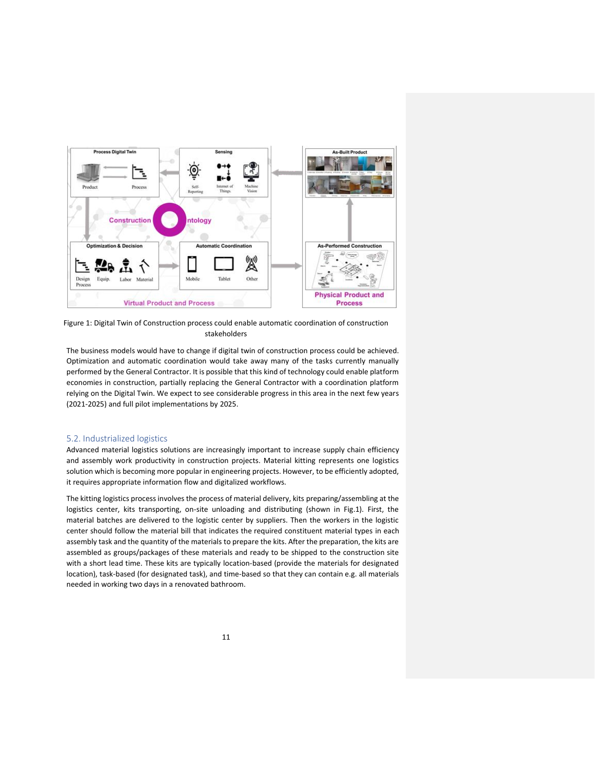Figure 1: Digital Twin of Construction process could enable automatic coordination of construction stakeholders

The business models would have to change if digital twin of construction process could be achieved. Optimization and automatic coordination would take away many of the tasks currently manually performed by the General Contractor. It is possible that this kind of technology could enable platform economies in construction, partially replacing the General Contractor with a coordination platform relying on the Digital Twin. We expect to see considerable progress in this area in the next few years (2021-2025) and full pilot implementations by 2025.

## 5.2. Industrialized logistics

Advanced material logistics solutions are increasingly important to increase supply chain efficiency and assembly work productivity in construction projects. Material kitting represents one logistics solution which is becoming more popular in engineering projects. However, to be efficiently adopted, it requires appropriate information flow and digitalized workflows.

The kitting logistics process involves the process of material delivery, kits preparing/assembling at the logistics center, kits transporting, on-site unloading and distributing (shown in Fig.1). First, the material batches are delivered to the logistic center by suppliers. Then the workers in the logistic center should follow the material bill that indicates the required constituent material types in each assembly task and the quantity of the materials to prepare the kits. After the preparation, the kits are assembled as groups/packages of these materials and ready to be shipped to the construction site with a short lead time. These kits are typically location-based (provide the materials for designated location), task-based (for designated task), and time-based so that they can contain e.g. all materials needed in working two days in a renovated bathroom.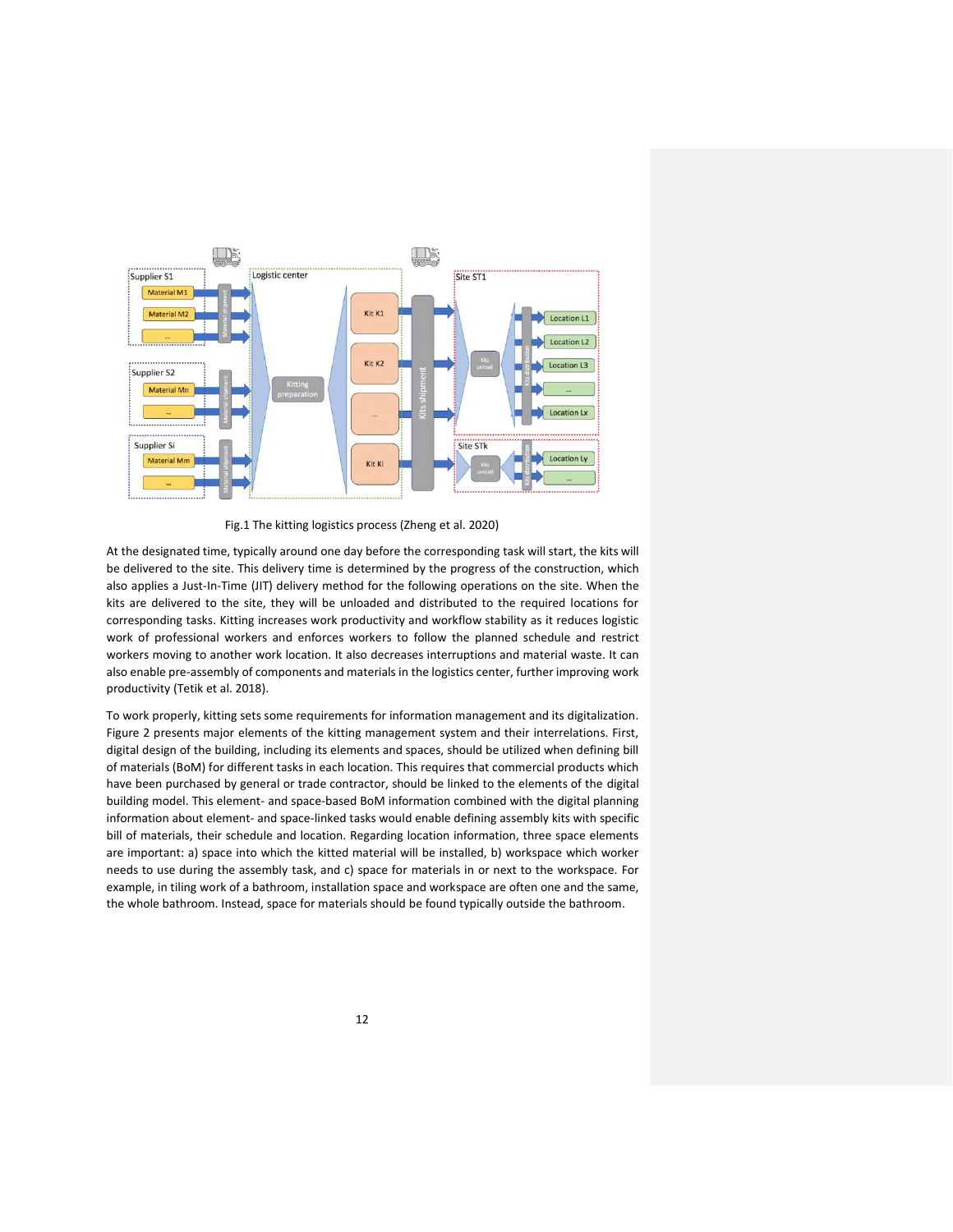Fig.1 The kitting logistics process (Zheng et al. 2020)

At the designated time, typically around one day before the corresponding task will start, the kits will be delivered to the site. This delivery time is determined by the progress of the construction, which also applies a Just-In-Time (JIT) delivery method for the following operations on the site. When the kits are delivered to the site, they will be unloaded and distributed to the required locations for corresponding tasks. Kitting increases work productivity and workflow stability as it reduces logistic work of professional workers and enforces workers to follow the planned schedule and restrict workers moving to another work location. It also decreases interruptions and material waste. It can also enable pre-assembly of components and materials in the logistics center, further improving work productivity (Tetik et al. 2018).

To work properly, kitting sets some requirements for information management and its digitalization. Figure 2 presents major elements of the kitting management system and their interrelations. First, digital design of the building, including its elements and spaces, should be utilized when defining bill of materials (BoM) for different tasks in each location. This requires that commercial products which have been purchased by general or trade contractor, should be linked to the elements of the digital building model. This element- and space-based BoM information combined with the digital planning information about element- and space-linked tasks would enable defining assembly kits with specific bill of materials, their schedule and location. Regarding location information, three space elements are important: a) space into which the kitted material will be installed, b) workspace which worker needs to use during the assembly task, and c) space for materials in or next to the workspace. For example, in tiling work of a bathroom, installation space and workspace are often one and the same, the whole bathroom. Instead, space for materials should be found typically outside the bathroom.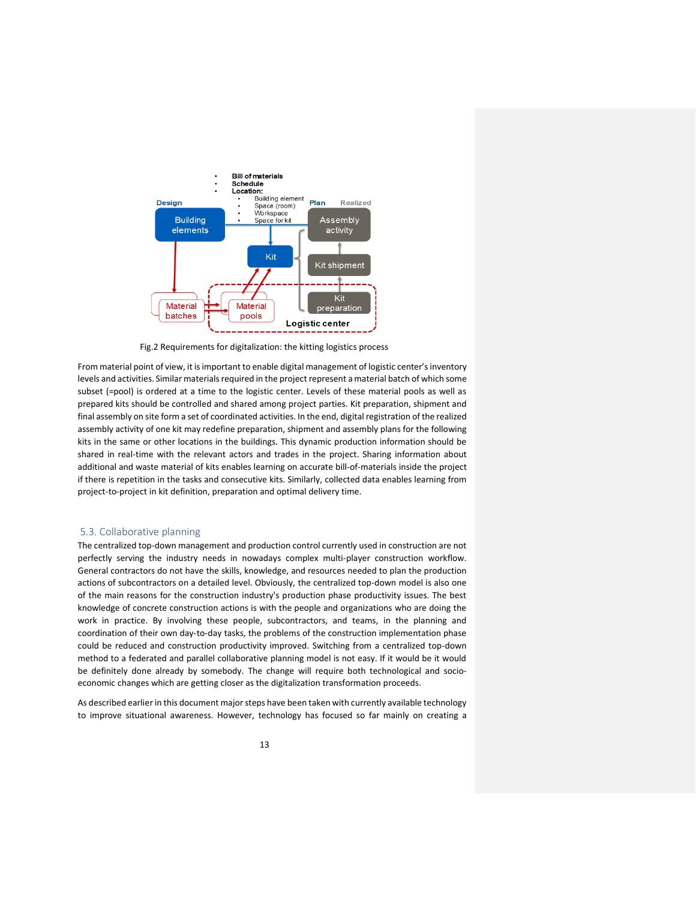Fig.2 Requirements for digitalization: the kitting logistics process

From material point of view, it is important to enable digital management of logistic center's inventory levels and activities. Similar materials required in the project represent a material batch of which some subset (=pool) is ordered at a time to the logistic center. Levels of these material pools as well as prepared kits should be controlled and shared among project parties. Kit preparation, shipment and final assembly on site form a set of coordinated activities. In the end, digital registration of the realized assembly activity of one kit may redefine preparation, shipment and assembly plans for the following kits in the same or other locations in the buildings. This dynamic production information should be shared in real-time with the relevant actors and trades in the project. Sharing information about additional and waste material of kits enables learning on accurate bill-of-materials inside the project if there is repetition in the tasks and consecutive kits. Similarly, collected data enables learning from project-to-project in kit definition, preparation and optimal delivery time.

## 5.3. Collaborative planning

The centralized top-down management and production control currently used in construction are not perfectly serving the industry needs in nowadays complex multi-player construction workflow. General contractors do not have the skills, knowledge, and resources needed to plan the production actions of subcontractors on a detailed level. Obviously, the centralized top-down model is also one of the main reasons for the construction industry's production phase productivity issues. The best knowledge of concrete construction actions is with the people and organizations who are doing the work in practice. By involving these people, subcontractors, and teams, in the planning and coordination of their own day-to-day tasks, the problems of the construction implementation phase could be reduced and construction productivity improved. Switching from a centralized top-down method to a federated and parallel collaborative planning model is not easy. If it would be it would be definitely done already by somebody. The change will require both technological and socio-economic changes which are getting closer as the digitalization transformation proceeds.

As described earlier in this document major steps have been taken with currently available technology to improve situational awareness. However, technology has focused so far mainly on creating a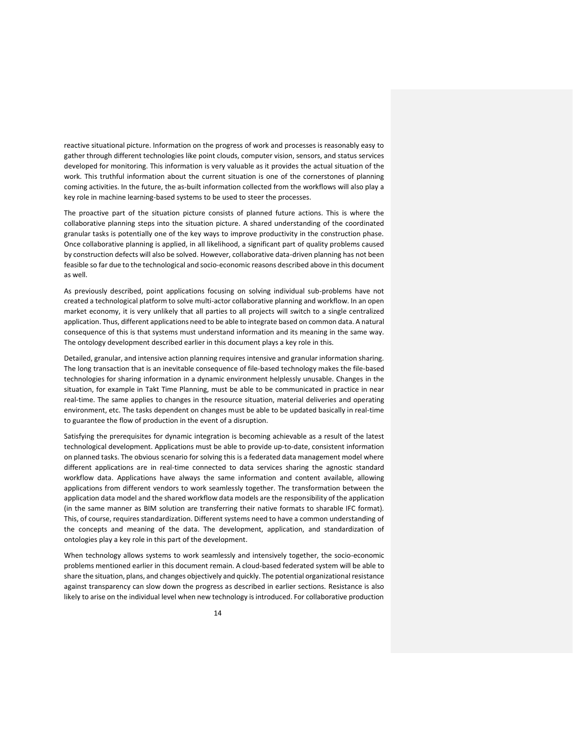reactive situational picture. Information on the progress of work and processes is reasonably easy to gather through different technologies like point clouds, computer vision, sensors, and status services developed for monitoring. This information is very valuable as it provides the actual situation of the work. This truthful information about the current situation is one of the cornerstones of planning coming activities. In the future, the as-built information collected from the workflows will also play a key role in machine learning-based systems to be used to steer the processes.

The proactive part of the situation picture consists of planned future actions. This is where the collaborative planning steps into the situation picture. A shared understanding of the coordinated granular tasks is potentially one of the key ways to improve productivity in the construction phase. Once collaborative planning is applied, in all likelihood, a significant part of quality problems caused by construction defects will also be solved. However, collaborative data-driven planning has not been feasible so far due to the technological and socio-economic reasons described above in this document as well.

As previously described, point applications focusing on solving individual sub-problems have not created a technological platform to solve multi-actor collaborative planning and workflow. In an open market economy, it is very unlikely that all parties to all projects will switch to a single centralized application. Thus, different applications need to be able to integrate based on common data. A natural consequence of this is that systems must understand information and its meaning in the same way. The ontology development described earlier in this document plays a key role in this.

Detailed, granular, and intensive action planning requires intensive and granular information sharing. The long transaction that is an inevitable consequence of file-based technology makes the file-based technologies for sharing information in a dynamic environment helplessly unusable. Changes in the situation, for example in Takt Time Planning, must be able to be communicated in practice in near real-time. The same applies to changes in the resource situation, material deliveries and operating environment, etc. The tasks dependent on changes must be able to be updated basically in real-time to guarantee the flow of production in the event of a disruption.

Satisfying the prerequisites for dynamic integration is becoming achievable as a result of the latest technological development. Applications must be able to provide up-to-date, consistent information on planned tasks. The obvious scenario for solving this is a federated data management model where different applications are in real-time connected to data services sharing the agnostic standard workflow data. Applications have always the same information and content available, allowing applications from different vendors to work seamlessly together. The transformation between the application data model and the shared workflow data models are the responsibility of the application (in the same manner as BIM solution are transferring their native formats to sharable IFC format). This, of course, requires standardization. Different systems need to have a common understanding of the concepts and meaning of the data. The development, application, and standardization of ontologies play a key role in this part of the development.

When technology allows systems to work seamlessly and intensively together, the socio-economic problems mentioned earlier in this document remain. A cloud-based federated system will be able to share the situation, plans, and changes objectively and quickly. The potential organizational resistance against transparency can slow down the progress as described in earlier sections. Resistance is also likely to arise on the individual level when new technology is introduced. For collaborative production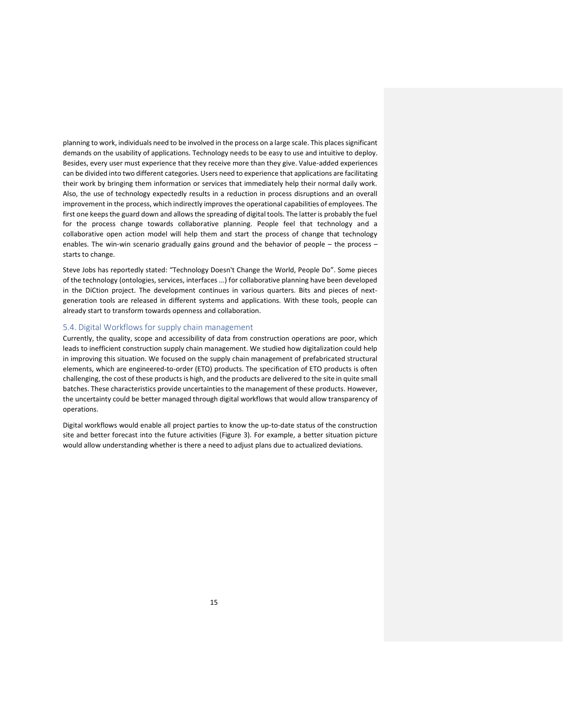planning to work, individuals need to be involved in the process on a large scale. This places significant demands on the usability of applications. Technology needs to be easy to use and intuitive to deploy. Besides, every user must experience that they receive more than they give. Value-added experiences can be divided into two different categories. Users need to experience that applications are facilitating their work by bringing them information or services that immediately help their normal daily work. Also, the use of technology expectedly results in a reduction in process disruptions and an overall improvement in the process, which indirectly improves the operational capabilities of employees. The first one keeps the guard down and allows the spreading of digital tools. The latter is probably the fuel for the process change towards collaborative planning. People feel that technology and a collaborative open action model will help them and start the process of change that technology enables. The win-win scenario gradually gains ground and the behavior of people – the process – starts to change.

Steve Jobs has reportedly stated: "Technology Doesn't Change the World, People Do". Some pieces of the technology (ontologies, services, interfaces ...) for collaborative planning have been developed in the DiCtion project. The development continues in various quarters. Bits and pieces of next-generation tools are released in different systems and applications. With these tools, people can already start to transform towards openness and collaboration.

## 5.4. Digital Workflows for supply chain management

Currently, the quality, scope and accessibility of data from construction operations are poor, which leads to inefficient construction supply chain management. We studied how digitalization could help in improving this situation. We focused on the supply chain management of prefabricated structural elements, which are engineered-to-order (ETO) products. The specification of ETO products is often challenging, the cost of these products is high, and the products are delivered to the site in quite small batches. These characteristics provide uncertainties to the management of these products. However, the uncertainty could be better managed through digital workflows that would allow transparency of operations.

Digital workflows would enable all project parties to know the up-to-date status of the construction site and better forecast into the future activities (Figure 3). For example, a better situation picture would allow understanding whether is there a need to adjust plans due to actualized deviations.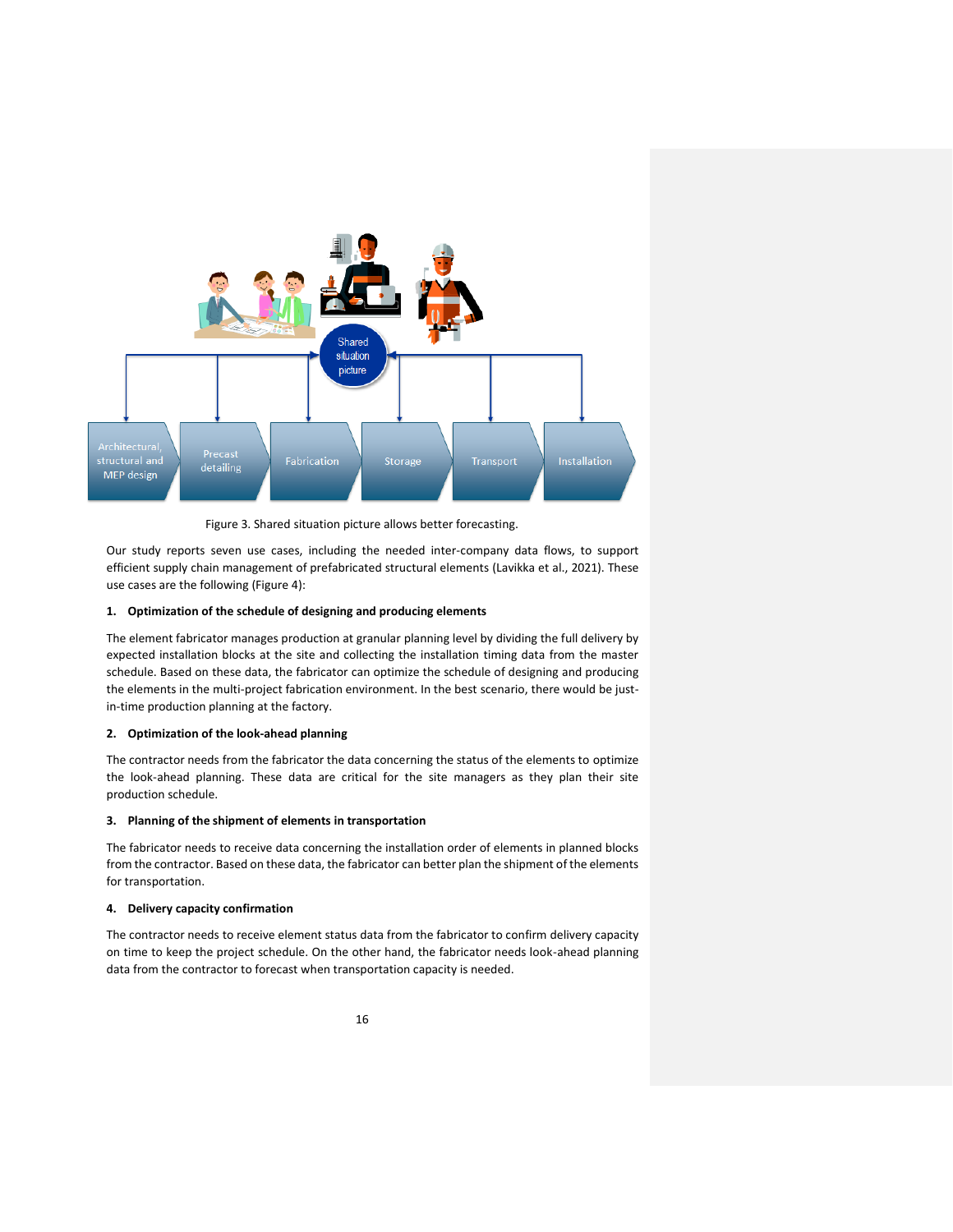Figure 3. Shared situation picture allows better forecasting.

Our study reports seven use cases, including the needed inter-company data flows, to support efficient supply chain management of prefabricated structural elements (Lavikka et al., 2021). These use cases are the following (Figure 4):

**1. Optimization of the schedule of designing and producing elements**

The element fabricator manages production at granular planning level by dividing the full delivery by expected installation blocks at the site and collecting the installation timing data from the master schedule. Based on these data, the fabricator can optimize the schedule of designing and producing the elements in the multi-project fabrication environment. In the best scenario, there would be just-in-time production planning at the factory.

**2. Optimization of the look-ahead planning**

The contractor needs from the fabricator the data concerning the status of the elements to optimize the look-ahead planning. These data are critical for the site managers as they plan their site production schedule.

**3. Planning of the shipment of elements in transportation**

The fabricator needs to receive data concerning the installation order of elements in planned blocks from the contractor. Based on these data, the fabricator can better plan the shipment of the elements for transportation.

**4. Delivery capacity confirmation**

The contractor needs to receive element status data from the fabricator to confirm delivery capacity on time to keep the project schedule. On the other hand, the fabricator needs look-ahead planning data from the contractor to forecast when transportation capacity is needed.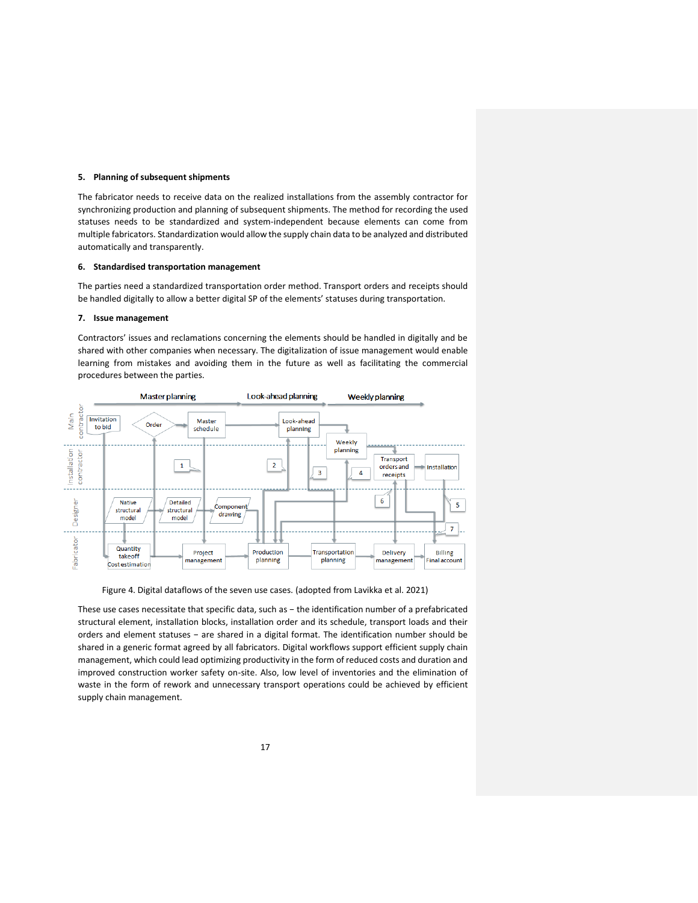### 5. Planning of subsequent shipments

The fabricator needs to receive data on the realized installations from the assembly contractor for synchronizing production and planning of subsequent shipments. The method for recording the used statuses needs to be standardized and system-independent because elements can come from multiple fabricators. Standardization would allow the supply chain data to be analyzed and distributed automatically and transparently.

### 6. Standardised transportation management

The parties need a standardized transportation order method. Transport orders and receipts should be handled digitally to allow a better digital SP of the elements' statuses during transportation.

### 7. Issue management

Contractors' issues and reclamations concerning the elements should be handled in digitally and be shared with other companies when necessary. The digitalization of issue management would enable learning from mistakes and avoiding them in the future as well as facilitating the commercial procedures between the parties.

Figure 4. Digital dataflows of the seven use cases. (adopted from Lavikka et al. 2021)

These use cases necessitate that specific data, such as − the identification number of a prefabricated structural element, installation blocks, installation order and its schedule, transport loads and their orders and element statuses − are shared in a digital format. The identification number should be shared in a generic format agreed by all fabricators. Digital workflows support efficient supply chain management, which could lead optimizing productivity in the form of reduced costs and duration and improved construction worker safety on-site. Also, low level of inventories and the elimination of waste in the form of rework and unnecessary transport operations could be achieved by efficient supply chain management.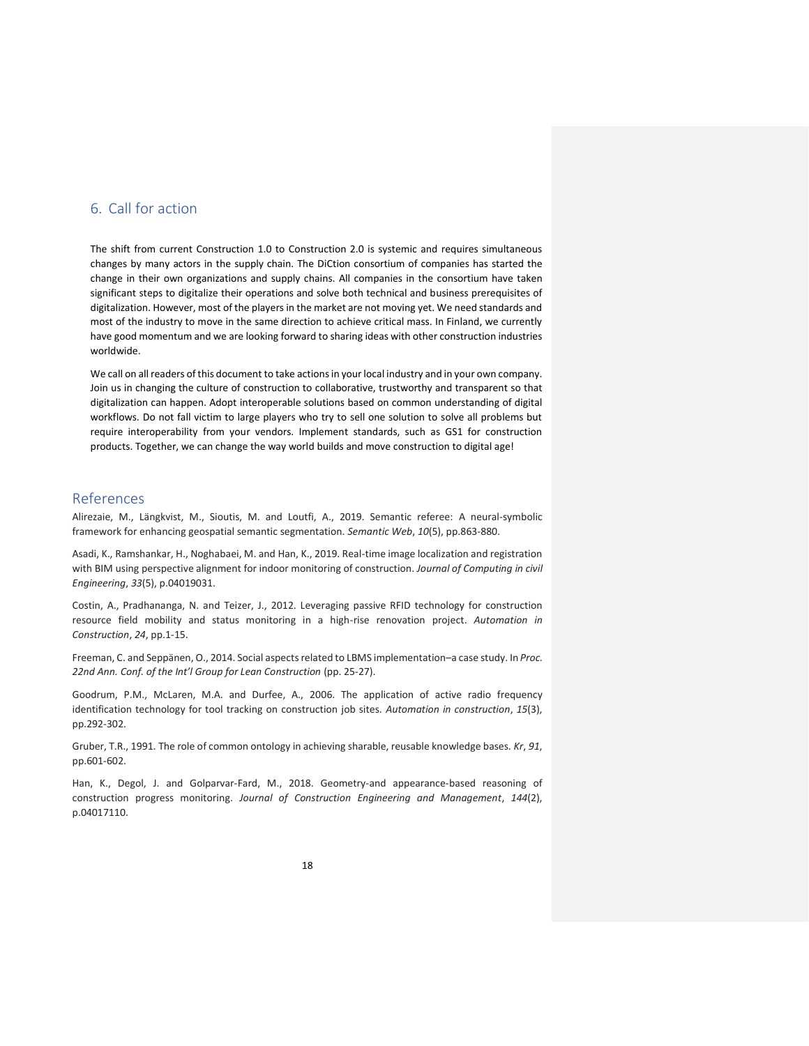## 6. Call for action

The shift from current Construction 1.0 to Construction 2.0 is systemic and requires simultaneous changes by many actors in the supply chain. The DiCtion consortium of companies has started the change in their own organizations and supply chains. All companies in the consortium have taken significant steps to digitalize their operations and solve both technical and business prerequisites of digitalization. However, most of the players in the market are not moving yet. We need standards and most of the industry to move in the same direction to achieve critical mass. In Finland, we currently have good momentum and we are looking forward to sharing ideas with other construction industries worldwide.

We call on all readers of this document to take actions in your local industry and in your own company. Join us in changing the culture of construction to collaborative, trustworthy and transparent so that digitalization can happen. Adopt interoperable solutions based on common understanding of digital workflows. Do not fall victim to large players who try to sell one solution to solve all problems but require interoperability from your vendors. Implement standards, such as GS1 for construction products. Together, we can change the way world builds and move construction to digital age!

## References

Alirezaie, M., Längkvist, M., Sioutis, M. and Loutfi, A., 2019. Semantic referee: A neural-symbolic framework for enhancing geospatial semantic segmentation. *Semantic Web*, *10*(5), pp.863-880.

Asadi, K., Ramshankar, H., Noghabaei, M. and Han, K., 2019. Real-time image localization and registration with BIM using perspective alignment for indoor monitoring of construction. *Journal of Computing in civil Engineering*, *33*(5), p.04019031.

Costin, A., Pradhananga, N. and Teizer, J., 2012. Leveraging passive RFID technology for construction resource field mobility and status monitoring in a high-rise renovation project. *Automation in Construction*, *24*, pp.1-15.

Freeman, C. and Seppänen, O., 2014. Social aspects related to LBMS implementation–a case study. In *Proc. 22nd Ann. Conf. of the Int'l Group for Lean Construction* (pp. 25-27).

Goodrum, P.M., McLaren, M.A. and Durfee, A., 2006. The application of active radio frequency identification technology for tool tracking on construction job sites. *Automation in construction*, *15*(3), pp.292-302.

Gruber, T.R., 1991. The role of common ontology in achieving sharable, reusable knowledge bases. *Kr*, *91*, pp.601-602.

Han, K., Degol, J. and Golparvar-Fard, M., 2018. Geometry-and appearance-based reasoning of construction progress monitoring. *Journal of Construction Engineering and Management*, *144*(2), p.04017110.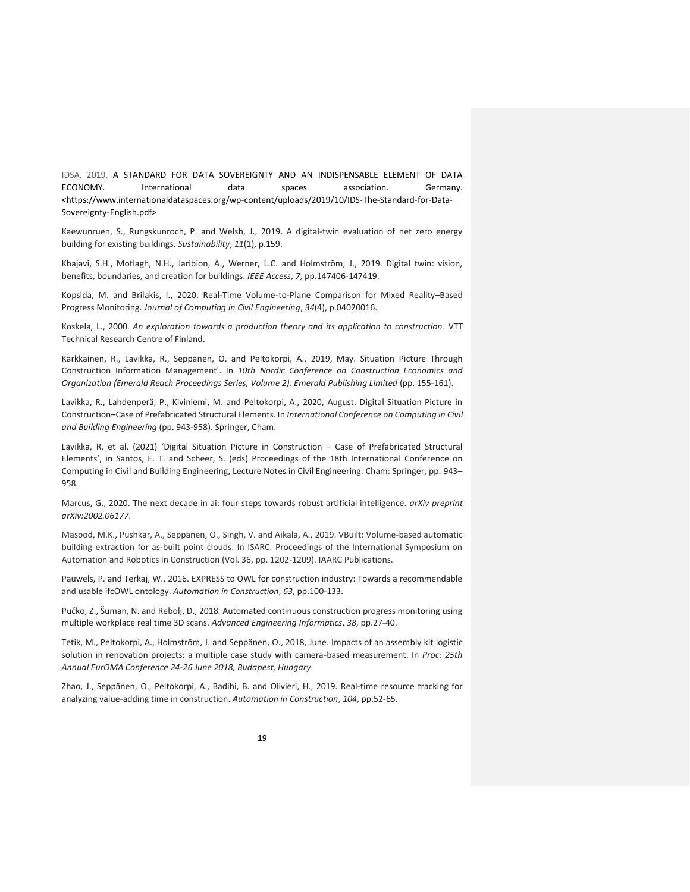IDSA, 2019. A STANDARD FOR DATA SOVEREIGNTY AND AN INDISPENSABLE ELEMENT OF DATA ECONOMY. International data spaces association. Germany. <https://www.internationaldataspaces.org/wp-content/uploads/2019/10/IDS-The-Standard-for-Data-Sovereignty-English.pdf>

Kaewunruen, S., Rungskunroch, P. and Welsh, J., 2019. A digital-twin evaluation of net zero energy building for existing buildings. *Sustainability*, *11*(1), p.159.

Khajavi, S.H., Motlagh, N.H., Jaribion, A., Werner, L.C. and Holmström, J., 2019. Digital twin: vision, benefits, boundaries, and creation for buildings. *IEEE Access*, *7*, pp.147406-147419.

Kopsida, M. and Brilakis, I., 2020. Real-Time Volume-to-Plane Comparison for Mixed Reality–Based Progress Monitoring. *Journal of Computing in Civil Engineering*, *34*(4), p.04020016.

Koskela, L., 2000. *An exploration towards a production theory and its application to construction*. VTT Technical Research Centre of Finland.

Kärkkäinen, R., Lavikka, R., Seppänen, O. and Peltokorpi, A., 2019, May. Situation Picture Through Construction Information Management'. In *10th Nordic Conference on Construction Economics and Organization (Emerald Reach Proceedings Series, Volume 2). Emerald Publishing Limited* (pp. 155-161).

Lavikka, R., Lahdenperä, P., Kiviniemi, M. and Peltokorpi, A., 2020, August. Digital Situation Picture in Construction–Case of Prefabricated Structural Elements. In *International Conference on Computing in Civil and Building Engineering* (pp. 943-958). Springer, Cham.

Lavikka, R. et al. (2021) 'Digital Situation Picture in Construction – Case of Prefabricated Structural Elements', in Santos, E. T. and Scheer, S. (eds) Proceedings of the 18th International Conference on Computing in Civil and Building Engineering, Lecture Notes in Civil Engineering. Cham: Springer, pp. 943–958.

Marcus, G., 2020. The next decade in ai: four steps towards robust artificial intelligence. *arXiv preprint arXiv:2002.06177*.

Masood, M.K., Pushkar, A., Seppänen, O., Singh, V. and Aikala, A., 2019. VBuilt: Volume-based automatic building extraction for as-built point clouds. In ISARC. Proceedings of the International Symposium on Automation and Robotics in Construction (Vol. 36, pp. 1202-1209). IAARC Publications.

Pauwels, P. and Terkaj, W., 2016. EXPRESS to OWL for construction industry: Towards a recommendable and usable ifcOWL ontology. *Automation in Construction*, *63*, pp.100-133.

Pučko, Z., Šuman, N. and Rebolj, D., 2018. Automated continuous construction progress monitoring using multiple workplace real time 3D scans. *Advanced Engineering Informatics*, *38*, pp.27-40.

Tetik, M., Peltokorpi, A., Holmström, J. and Seppänen, O., 2018, June. Impacts of an assembly kit logistic solution in renovation projects: a multiple case study with camera-based measurement. In *Proc: 25th Annual EurOMA Conference 24-26 June 2018, Budapest, Hungary*.

Zhao, J., Seppänen, O., Peltokorpi, A., Badihi, B. and Olivieri, H., 2019. Real-time resource tracking for analyzing value-adding time in construction. *Automation in Construction*, *104*, pp.52-65.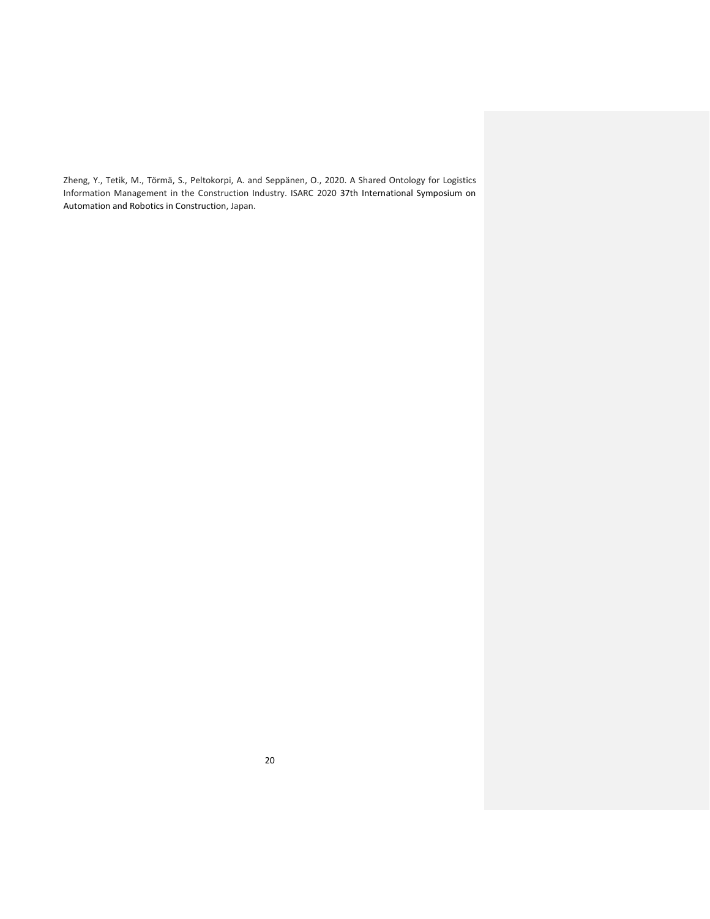Zheng, Y., Tetik, M., Törmä, S., Peltokorpi, A. and Seppänen, O., 2020. A Shared Ontology for Logistics Information Management in the Construction Industry. ISARC 2020 37th International Symposium on Automation and Robotics in Construction, Japan.